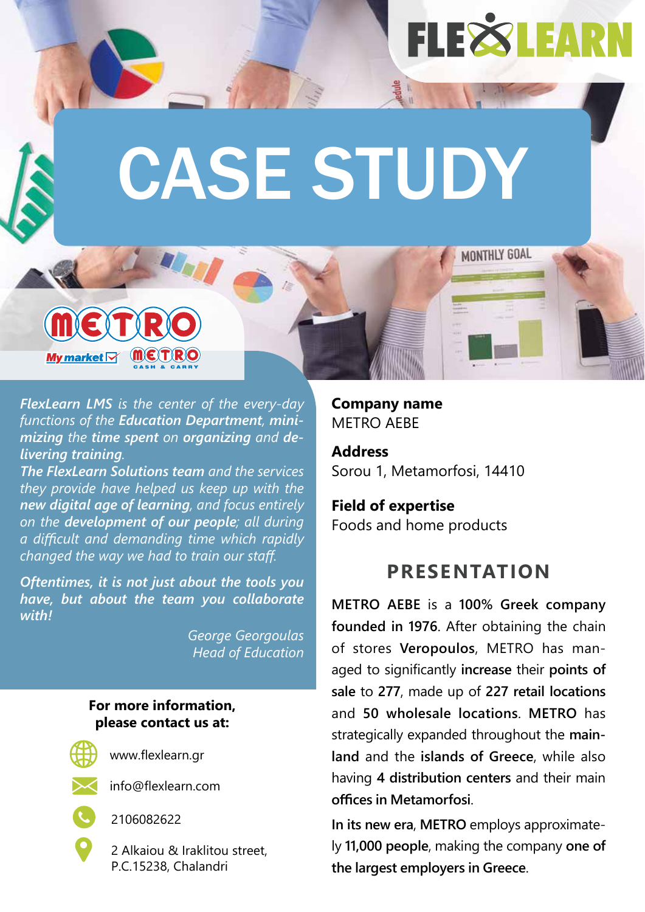# CASE STUDY

*FlexLearn LMS is the center of the every-day functions of the **Education Department**, **minimizing** the **time spent** on **organizing** and **delivering training**.*
***The FlexLearn Solutions team** and the services they provide have helped us keep up with the **new digital age of learning**, and focus entirely on the **development of our people**; all during a difficult and demanding time which rapidly changed the way we had to train our staff.*

***Oftentimes, it is not just about the tools you have, but about the team you collaborate with!***

*George Georgoulas*
*Head of Education*

**For more information, please contact us at:**

www.flexlearn.gr

info@flexlearn.com

2106082622

2 Alkaiou & Iraklitou street, P.C.15238, Chalandri

**Company name**
METRO AEBE

**Address**
Sorou 1, Metamorfosi, 14410

**Field of expertise**
Foods and home products

## PRESENTATION

**METRO AEBE** is a **100% Greek company founded in 1976**. After obtaining the chain of stores **Veropoulos**, METRO has managed to significantly **increase** their **points of sale** to **277**, made up of **227 retail locations** and **50 wholesale locations**. **METRO** has strategically expanded throughout the **mainland** and the **islands of Greece**, while also having **4 distribution centers** and their main **offices in Metamorfosi**.

**In its new era**, **METRO** employs approximately **11,000 people**, making the company **one of the largest employers in Greece**.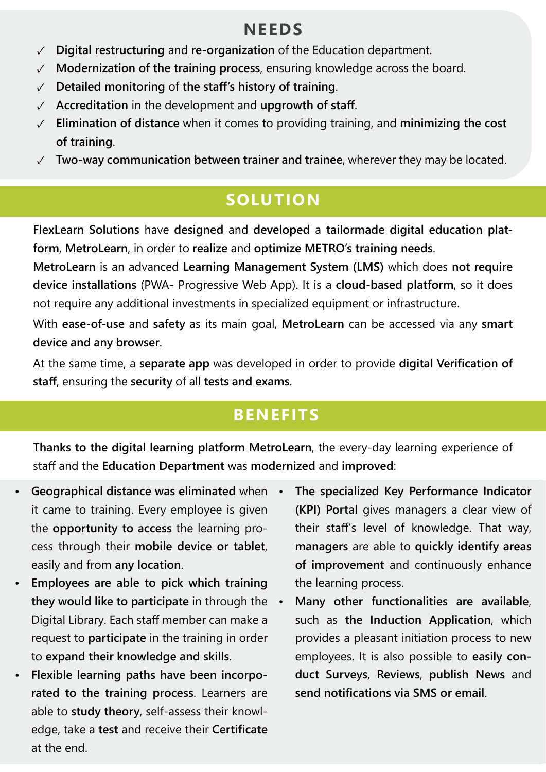## NEEDS

- ✓ **Digital restructuring** and **re-organization** of the Education department.
- ✓ **Modernization of the training process**, ensuring knowledge across the board.
- ✓ **Detailed monitoring** of **the staff's history of training**.
- ✓ **Accreditation** in the development and **upgrowth of staff**.
- ✓ **Elimination of distance** when it comes to providing training, and **minimizing the cost of training**.
- ✓ **Two-way communication between trainer and trainee**, wherever they may be located.

## SOLUTION

**FlexLearn Solutions** have **designed** and **developed** a **tailormade digital education platform**, **MetroLearn**, in order to **realize** and **optimize METRO's training needs**.

**MetroLearn** is an advanced **Learning Management System (LMS)** which does **not require device installations** (PWA- Progressive Web App). It is a **cloud-based platform**, so it does not require any additional investments in specialized equipment or infrastructure.

With **ease-of-use** and **safety** as its main goal, **MetroLearn** can be accessed via any **smart device and any browser**.

At the same time, a **separate app** was developed in order to provide **digital Verification of staff**, ensuring the **security** of all **tests and exams**.

## BENEFITS

**Thanks to the digital learning platform MetroLearn**, the every-day learning experience of staff and the **Education Department** was **modernized** and **improved**:

- **Geographical distance was eliminated** when it came to training. Every employee is given the **opportunity to access** the learning process through their **mobile device or tablet**, easily and from **any location**.
- **Employees are able to pick which training they would like to participate** in through the Digital Library. Each staff member can make a request to **participate** in the training in order to **expand their knowledge and skills**.
- **Flexible learning paths have been incorporated to the training process**. Learners are able to **study theory**, self-assess their knowledge, take a **test** and receive their **Certificate** at the end.
- **The specialized Key Performance Indicator (KPI) Portal** gives managers a clear view of their staff's level of knowledge. That way, **managers** are able to **quickly identify areas of improvement** and continuously enhance the learning process.
- **Many other functionalities are available**, such as **the Induction Application**, which provides a pleasant initiation process to new employees. It is also possible to **easily conduct Surveys**, **Reviews**, **publish News** and **send notifications via SMS or email**.